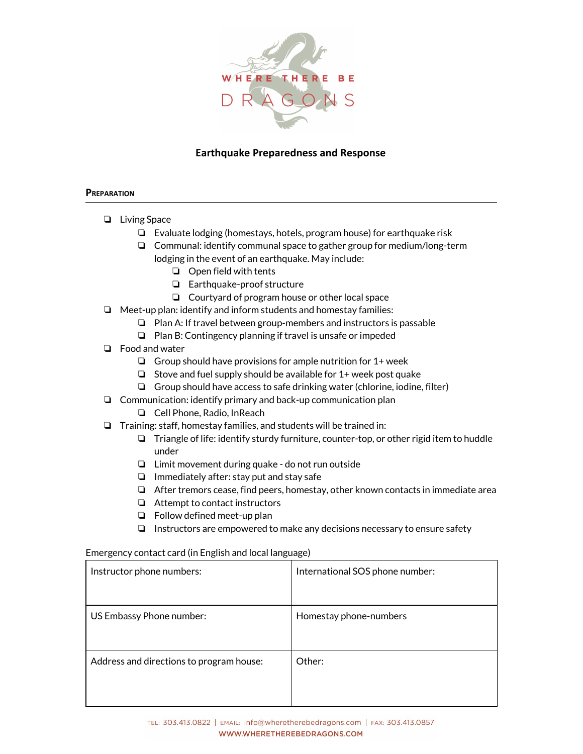# Earthquake Preparedness and Response

## Preparation

- Living Space
  - Evaluate lodging (homestays, hotels, program house) for earthquake risk
  - Communal: identify communal space to gather group for medium/long-term lodging in the event of an earthquake. May include:
    - Open field with tents
    - Earthquake-proof structure
    - Courtyard of program house or other local space
- Meet-up plan: identify and inform students and homestay families:
  - Plan A: If travel between group-members and instructors is passable
  - Plan B: Contingency planning if travel is unsafe or impeded
- Food and water
  - Group should have provisions for ample nutrition for 1+ week
  - Stove and fuel supply should be available for 1+ week post quake
  - Group should have access to safe drinking water (chlorine, iodine, filter)
- Communication: identify primary and back-up communication plan
  - Cell Phone, Radio, InReach
- Training: staff, homestay families, and students will be trained in:
  - Triangle of life: identify sturdy furniture, counter-top, or other rigid item to huddle under
  - Limit movement during quake - do not run outside
  - Immediately after: stay put and stay safe
  - After tremors cease, find peers, homestay, other known contacts in immediate area
  - Attempt to contact instructors
  - Follow defined meet-up plan
  - Instructors are empowered to make any decisions necessary to ensure safety

Emergency contact card (in English and local language)

| Instructor phone numbers: | International SOS phone number: |
|---|---|
| US Embassy Phone number: | Homestay phone-numbers |
| Address and directions to program house: | Other: |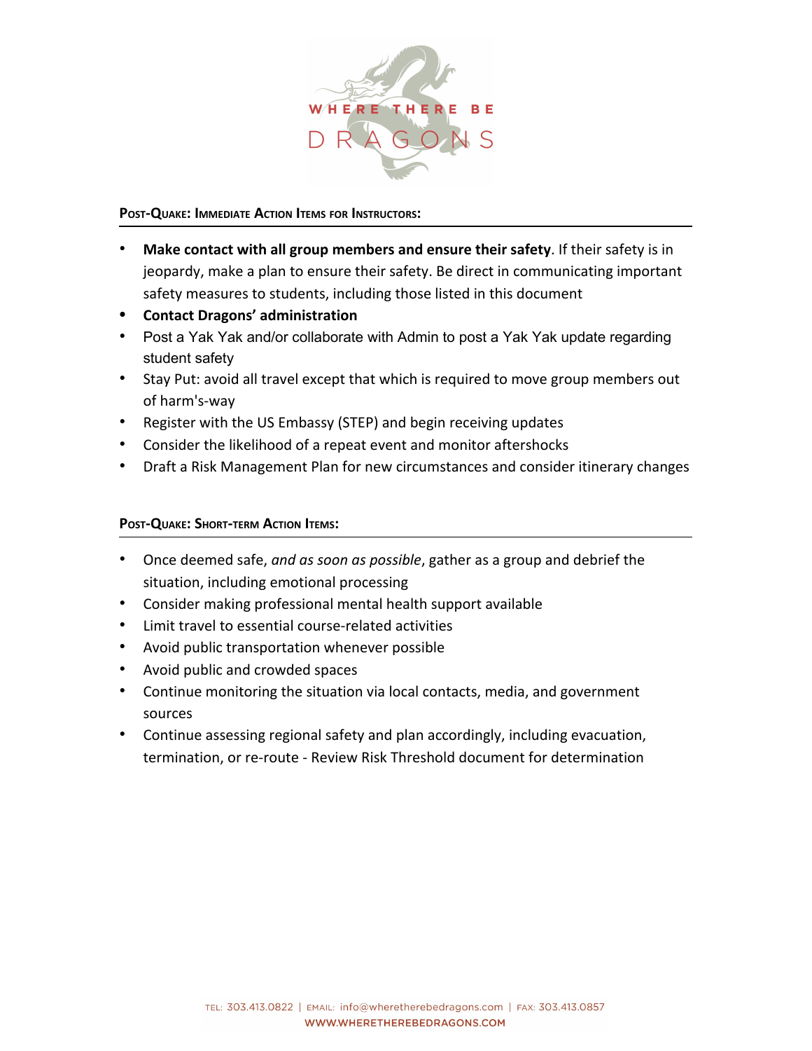## Post-Quake: Immediate Action Items for Instructors:

- **Make contact with all group members and ensure their safety**. If their safety is in jeopardy, make a plan to ensure their safety. Be direct in communicating important safety measures to students, including those listed in this document
- **Contact Dragons' administration**
- Post a Yak Yak and/or collaborate with Admin to post a Yak Yak update regarding student safety
- Stay Put: avoid all travel except that which is required to move group members out of harm's-way
- Register with the US Embassy (STEP) and begin receiving updates
- Consider the likelihood of a repeat event and monitor aftershocks
- Draft a Risk Management Plan for new circumstances and consider itinerary changes

## Post-Quake: Short-term Action Items:

- Once deemed safe, *and as soon as possible*, gather as a group and debrief the situation, including emotional processing
- Consider making professional mental health support available
- Limit travel to essential course-related activities
- Avoid public transportation whenever possible
- Avoid public and crowded spaces
- Continue monitoring the situation via local contacts, media, and government sources
- Continue assessing regional safety and plan accordingly, including evacuation, termination, or re-route - Review Risk Threshold document for determination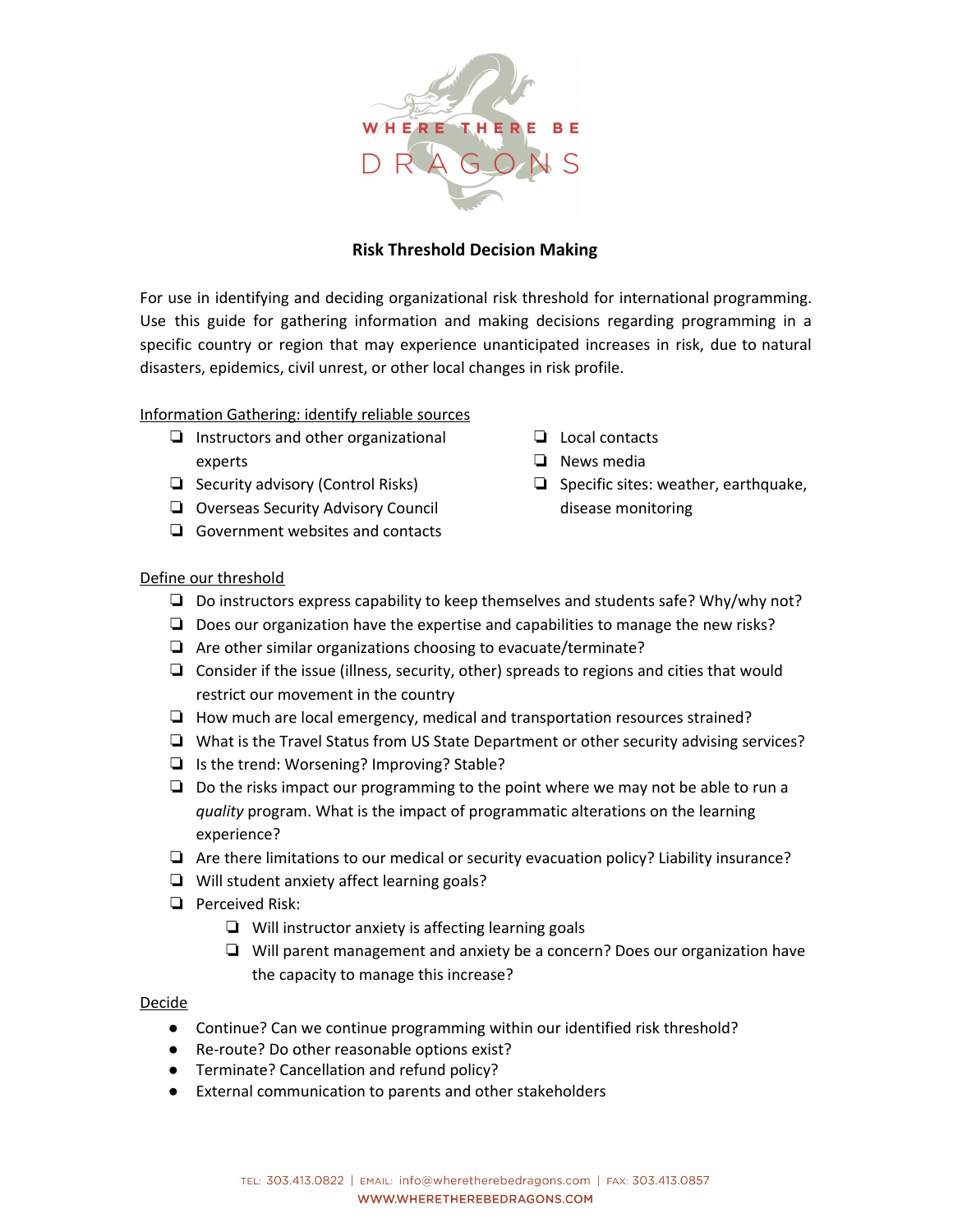WHERE THERE BE DRAGONS

## Risk Threshold Decision Making

For use in identifying and deciding organizational risk threshold for international programming. Use this guide for gathering information and making decisions regarding programming in a specific country or region that may experience unanticipated increases in risk, due to natural disasters, epidemics, civil unrest, or other local changes in risk profile.

Information Gathering: identify reliable sources

- ❏ Instructors and other organizational experts
- ❏ Security advisory (Control Risks)
- ❏ Overseas Security Advisory Council
- ❏ Government websites and contacts
- ❏ Local contacts
- ❏ News media
- ❏ Specific sites: weather, earthquake, disease monitoring

Define our threshold

- ❏ Do instructors express capability to keep themselves and students safe? Why/why not?
- ❏ Does our organization have the expertise and capabilities to manage the new risks?
- ❏ Are other similar organizations choosing to evacuate/terminate?
- ❏ Consider if the issue (illness, security, other) spreads to regions and cities that would restrict our movement in the country
- ❏ How much are local emergency, medical and transportation resources strained?
- ❏ What is the Travel Status from US State Department or other security advising services?
- ❏ Is the trend: Worsening? Improving? Stable?
- ❏ Do the risks impact our programming to the point where we may not be able to run a *quality* program. What is the impact of programmatic alterations on the learning experience?
- ❏ Are there limitations to our medical or security evacuation policy? Liability insurance?
- ❏ Will student anxiety affect learning goals?
- ❏ Perceived Risk:
  - ❏ Will instructor anxiety is affecting learning goals
  - ❏ Will parent management and anxiety be a concern? Does our organization have the capacity to manage this increase?

Decide

- Continue? Can we continue programming within our identified risk threshold?
- Re-route? Do other reasonable options exist?
- Terminate? Cancellation and refund policy?
- External communication to parents and other stakeholders

TEL: 303.413.0822 | EMAIL: info@wheretherebedragons.com | FAX: 303.413.0857
WWW.WHERETHEREBEDRAGONS.COM